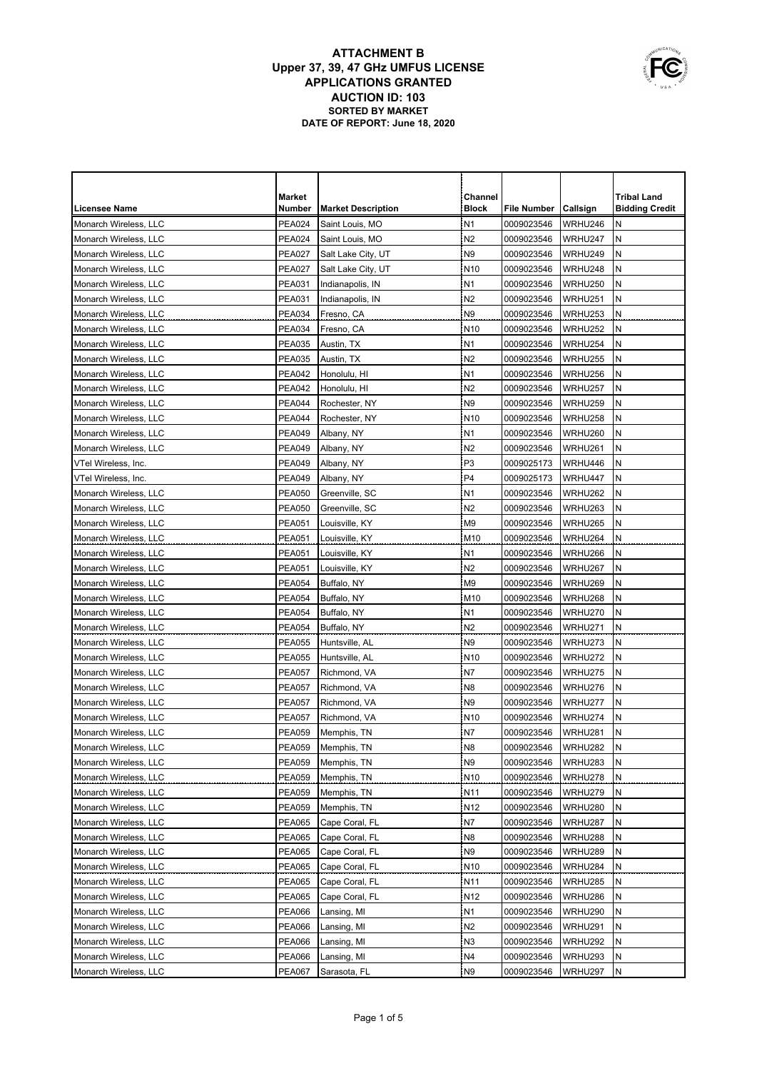# ATTACHMENT B
## Upper 37, 39, 47 GHz UMFUS LICENSE APPLICATIONS GRANTED
## AUCTION ID: 103
### SORTED BY MARKET
### DATE OF REPORT: June 18, 2020

| Licensee Name | Market Number | Market Description | Channel Block | File Number | Callsign | Tribal Land Bidding Credit |
|---|---|---|---|---|---|---|
| Monarch Wireless, LLC | PEA024 | Saint Louis, MO | N1 | 0009023546 | WRHU246 | N |
| Monarch Wireless, LLC | PEA024 | Saint Louis, MO | N2 | 0009023546 | WRHU247 | N |
| Monarch Wireless, LLC | PEA027 | Salt Lake City, UT | N9 | 0009023546 | WRHU249 | N |
| Monarch Wireless, LLC | PEA027 | Salt Lake City, UT | N10 | 0009023546 | WRHU248 | N |
| Monarch Wireless, LLC | PEA031 | Indianapolis, IN | N1 | 0009023546 | WRHU250 | N |
| Monarch Wireless, LLC | PEA031 | Indianapolis, IN | N2 | 0009023546 | WRHU251 | N |
| Monarch Wireless, LLC | PEA034 | Fresno, CA | N9 | 0009023546 | WRHU253 | N |
| Monarch Wireless, LLC | PEA034 | Fresno, CA | N10 | 0009023546 | WRHU252 | N |
| Monarch Wireless, LLC | PEA035 | Austin, TX | N1 | 0009023546 | WRHU254 | N |
| Monarch Wireless, LLC | PEA035 | Austin, TX | N2 | 0009023546 | WRHU255 | N |
| Monarch Wireless, LLC | PEA042 | Honolulu, HI | N1 | 0009023546 | WRHU256 | N |
| Monarch Wireless, LLC | PEA042 | Honolulu, HI | N2 | 0009023546 | WRHU257 | N |
| Monarch Wireless, LLC | PEA044 | Rochester, NY | N9 | 0009023546 | WRHU259 | N |
| Monarch Wireless, LLC | PEA044 | Rochester, NY | N10 | 0009023546 | WRHU258 | N |
| Monarch Wireless, LLC | PEA049 | Albany, NY | N1 | 0009023546 | WRHU260 | N |
| Monarch Wireless, LLC | PEA049 | Albany, NY | N2 | 0009023546 | WRHU261 | N |
| VTel Wireless, Inc. | PEA049 | Albany, NY | P3 | 0009025173 | WRHU446 | N |
| VTel Wireless, Inc. | PEA049 | Albany, NY | P4 | 0009025173 | WRHU447 | N |
| Monarch Wireless, LLC | PEA050 | Greenville, SC | N1 | 0009023546 | WRHU262 | N |
| Monarch Wireless, LLC | PEA050 | Greenville, SC | N2 | 0009023546 | WRHU263 | N |
| Monarch Wireless, LLC | PEA051 | Louisville, KY | M9 | 0009023546 | WRHU265 | N |
| Monarch Wireless, LLC | PEA051 | Louisville, KY | M10 | 0009023546 | WRHU264 | N |
| Monarch Wireless, LLC | PEA051 | Louisville, KY | N1 | 0009023546 | WRHU266 | N |
| Monarch Wireless, LLC | PEA051 | Louisville, KY | N2 | 0009023546 | WRHU267 | N |
| Monarch Wireless, LLC | PEA054 | Buffalo, NY | M9 | 0009023546 | WRHU269 | N |
| Monarch Wireless, LLC | PEA054 | Buffalo, NY | M10 | 0009023546 | WRHU268 | N |
| Monarch Wireless, LLC | PEA054 | Buffalo, NY | N1 | 0009023546 | WRHU270 | N |
| Monarch Wireless, LLC | PEA054 | Buffalo, NY | N2 | 0009023546 | WRHU271 | N |
| Monarch Wireless, LLC | PEA055 | Huntsville, AL | N9 | 0009023546 | WRHU273 | N |
| Monarch Wireless, LLC | PEA055 | Huntsville, AL | N10 | 0009023546 | WRHU272 | N |
| Monarch Wireless, LLC | PEA057 | Richmond, VA | N7 | 0009023546 | WRHU275 | N |
| Monarch Wireless, LLC | PEA057 | Richmond, VA | N8 | 0009023546 | WRHU276 | N |
| Monarch Wireless, LLC | PEA057 | Richmond, VA | N9 | 0009023546 | WRHU277 | N |
| Monarch Wireless, LLC | PEA057 | Richmond, VA | N10 | 0009023546 | WRHU274 | N |
| Monarch Wireless, LLC | PEA059 | Memphis, TN | N7 | 0009023546 | WRHU281 | N |
| Monarch Wireless, LLC | PEA059 | Memphis, TN | N8 | 0009023546 | WRHU282 | N |
| Monarch Wireless, LLC | PEA059 | Memphis, TN | N9 | 0009023546 | WRHU283 | N |
| Monarch Wireless, LLC | PEA059 | Memphis, TN | N10 | 0009023546 | WRHU278 | N |
| Monarch Wireless, LLC | PEA059 | Memphis, TN | N11 | 0009023546 | WRHU279 | N |
| Monarch Wireless, LLC | PEA059 | Memphis, TN | N12 | 0009023546 | WRHU280 | N |
| Monarch Wireless, LLC | PEA065 | Cape Coral, FL | N7 | 0009023546 | WRHU287 | N |
| Monarch Wireless, LLC | PEA065 | Cape Coral, FL | N8 | 0009023546 | WRHU288 | N |
| Monarch Wireless, LLC | PEA065 | Cape Coral, FL | N9 | 0009023546 | WRHU289 | N |
| Monarch Wireless, LLC | PEA065 | Cape Coral, FL | N10 | 0009023546 | WRHU284 | N |
| Monarch Wireless, LLC | PEA065 | Cape Coral, FL | N11 | 0009023546 | WRHU285 | N |
| Monarch Wireless, LLC | PEA065 | Cape Coral, FL | N12 | 0009023546 | WRHU286 | N |
| Monarch Wireless, LLC | PEA066 | Lansing, MI | N1 | 0009023546 | WRHU290 | N |
| Monarch Wireless, LLC | PEA066 | Lansing, MI | N2 | 0009023546 | WRHU291 | N |
| Monarch Wireless, LLC | PEA066 | Lansing, MI | N3 | 0009023546 | WRHU292 | N |
| Monarch Wireless, LLC | PEA066 | Lansing, MI | N4 | 0009023546 | WRHU293 | N |
| Monarch Wireless, LLC | PEA067 | Sarasota, FL | N9 | 0009023546 | WRHU297 | N |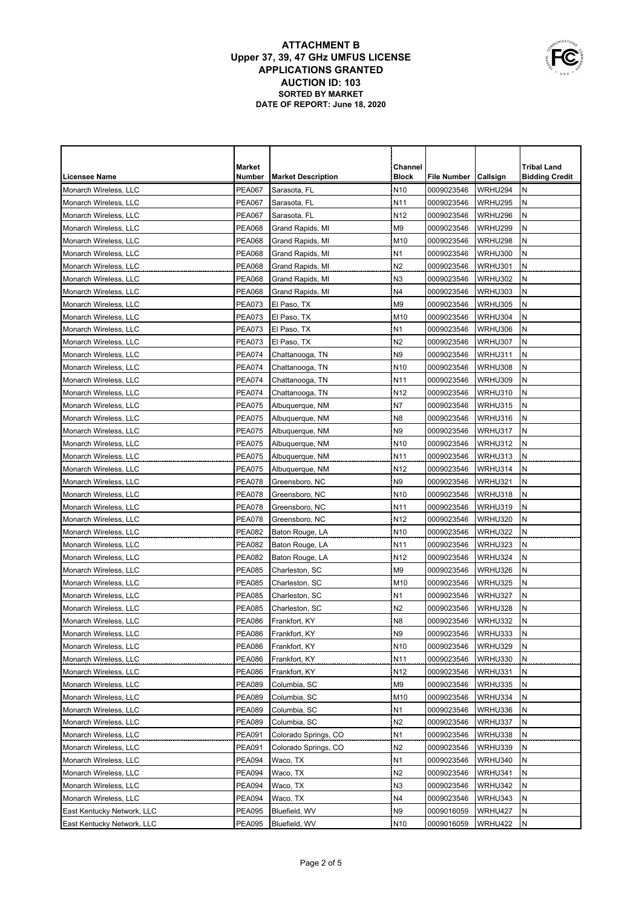# ATTACHMENT B
## Upper 37, 39, 47 GHz UMFUS LICENSE APPLICATIONS GRANTED
### AUCTION ID: 103
**SORTED BY MARKET**
**DATE OF REPORT: June 18, 2020**

| Licensee Name | Market Number | Market Description | Channel Block | File Number | Callsign | Tribal Land Bidding Credit |
|---|---|---|---|---|---|---|
| Monarch Wireless, LLC | PEA067 | Sarasota, FL | N10 | 0009023546 | WRHU294 | N |
| Monarch Wireless, LLC | PEA067 | Sarasota, FL | N11 | 0009023546 | WRHU295 | N |
| Monarch Wireless, LLC | PEA067 | Sarasota, FL | N12 | 0009023546 | WRHU296 | N |
| Monarch Wireless, LLC | PEA068 | Grand Rapids, MI | M9 | 0009023546 | WRHU299 | N |
| Monarch Wireless, LLC | PEA068 | Grand Rapids, MI | M10 | 0009023546 | WRHU298 | N |
| Monarch Wireless, LLC | PEA068 | Grand Rapids, MI | N1 | 0009023546 | WRHU300 | N |
| Monarch Wireless, LLC | PEA068 | Grand Rapids, MI | N2 | 0009023546 | WRHU301 | N |
| Monarch Wireless, LLC | PEA068 | Grand Rapids, MI | N3 | 0009023546 | WRHU302 | N |
| Monarch Wireless, LLC | PEA068 | Grand Rapids, MI | N4 | 0009023546 | WRHU303 | N |
| Monarch Wireless, LLC | PEA073 | El Paso, TX | M9 | 0009023546 | WRHU305 | N |
| Monarch Wireless, LLC | PEA073 | El Paso, TX | M10 | 0009023546 | WRHU304 | N |
| Monarch Wireless, LLC | PEA073 | El Paso, TX | N1 | 0009023546 | WRHU306 | N |
| Monarch Wireless, LLC | PEA073 | El Paso, TX | N2 | 0009023546 | WRHU307 | N |
| Monarch Wireless, LLC | PEA074 | Chattanooga, TN | N9 | 0009023546 | WRHU311 | N |
| Monarch Wireless, LLC | PEA074 | Chattanooga, TN | N10 | 0009023546 | WRHU308 | N |
| Monarch Wireless, LLC | PEA074 | Chattanooga, TN | N11 | 0009023546 | WRHU309 | N |
| Monarch Wireless, LLC | PEA074 | Chattanooga, TN | N12 | 0009023546 | WRHU310 | N |
| Monarch Wireless, LLC | PEA075 | Albuquerque, NM | N7 | 0009023546 | WRHU315 | N |
| Monarch Wireless, LLC | PEA075 | Albuquerque, NM | N8 | 0009023546 | WRHU316 | N |
| Monarch Wireless, LLC | PEA075 | Albuquerque, NM | N9 | 0009023546 | WRHU317 | N |
| Monarch Wireless, LLC | PEA075 | Albuquerque, NM | N10 | 0009023546 | WRHU312 | N |
| Monarch Wireless, LLC | PEA075 | Albuquerque, NM | N11 | 0009023546 | WRHU313 | N |
| Monarch Wireless, LLC | PEA075 | Albuquerque, NM | N12 | 0009023546 | WRHU314 | N |
| Monarch Wireless, LLC | PEA078 | Greensboro, NC | N9 | 0009023546 | WRHU321 | N |
| Monarch Wireless, LLC | PEA078 | Greensboro, NC | N10 | 0009023546 | WRHU318 | N |
| Monarch Wireless, LLC | PEA078 | Greensboro, NC | N11 | 0009023546 | WRHU319 | N |
| Monarch Wireless, LLC | PEA078 | Greensboro, NC | N12 | 0009023546 | WRHU320 | N |
| Monarch Wireless, LLC | PEA082 | Baton Rouge, LA | N10 | 0009023546 | WRHU322 | N |
| Monarch Wireless, LLC | PEA082 | Baton Rouge, LA | N11 | 0009023546 | WRHU323 | N |
| Monarch Wireless, LLC | PEA082 | Baton Rouge, LA | N12 | 0009023546 | WRHU324 | N |
| Monarch Wireless, LLC | PEA085 | Charleston, SC | M9 | 0009023546 | WRHU326 | N |
| Monarch Wireless, LLC | PEA085 | Charleston, SC | M10 | 0009023546 | WRHU325 | N |
| Monarch Wireless, LLC | PEA085 | Charleston, SC | N1 | 0009023546 | WRHU327 | N |
| Monarch Wireless, LLC | PEA085 | Charleston, SC | N2 | 0009023546 | WRHU328 | N |
| Monarch Wireless, LLC | PEA086 | Frankfort, KY | N8 | 0009023546 | WRHU332 | N |
| Monarch Wireless, LLC | PEA086 | Frankfort, KY | N9 | 0009023546 | WRHU333 | N |
| Monarch Wireless, LLC | PEA086 | Frankfort, KY | N10 | 0009023546 | WRHU329 | N |
| Monarch Wireless, LLC | PEA086 | Frankfort, KY | N11 | 0009023546 | WRHU330 | N |
| Monarch Wireless, LLC | PEA086 | Frankfort, KY | N12 | 0009023546 | WRHU331 | N |
| Monarch Wireless, LLC | PEA089 | Columbia, SC | M9 | 0009023546 | WRHU335 | N |
| Monarch Wireless, LLC | PEA089 | Columbia, SC | M10 | 0009023546 | WRHU334 | N |
| Monarch Wireless, LLC | PEA089 | Columbia, SC | N1 | 0009023546 | WRHU336 | N |
| Monarch Wireless, LLC | PEA089 | Columbia, SC | N2 | 0009023546 | WRHU337 | N |
| Monarch Wireless, LLC | PEA091 | Colorado Springs, CO | N1 | 0009023546 | WRHU338 | N |
| Monarch Wireless, LLC | PEA091 | Colorado Springs, CO | N2 | 0009023546 | WRHU339 | N |
| Monarch Wireless, LLC | PEA094 | Waco, TX | N1 | 0009023546 | WRHU340 | N |
| Monarch Wireless, LLC | PEA094 | Waco, TX | N2 | 0009023546 | WRHU341 | N |
| Monarch Wireless, LLC | PEA094 | Waco, TX | N3 | 0009023546 | WRHU342 | N |
| Monarch Wireless, LLC | PEA094 | Waco, TX | N4 | 0009023546 | WRHU343 | N |
| East Kentucky Network, LLC | PEA095 | Bluefield, WV | N9 | 0009016059 | WRHU427 | N |
| East Kentucky Network, LLC | PEA095 | Bluefield, WV | N10 | 0009016059 | WRHU422 | N |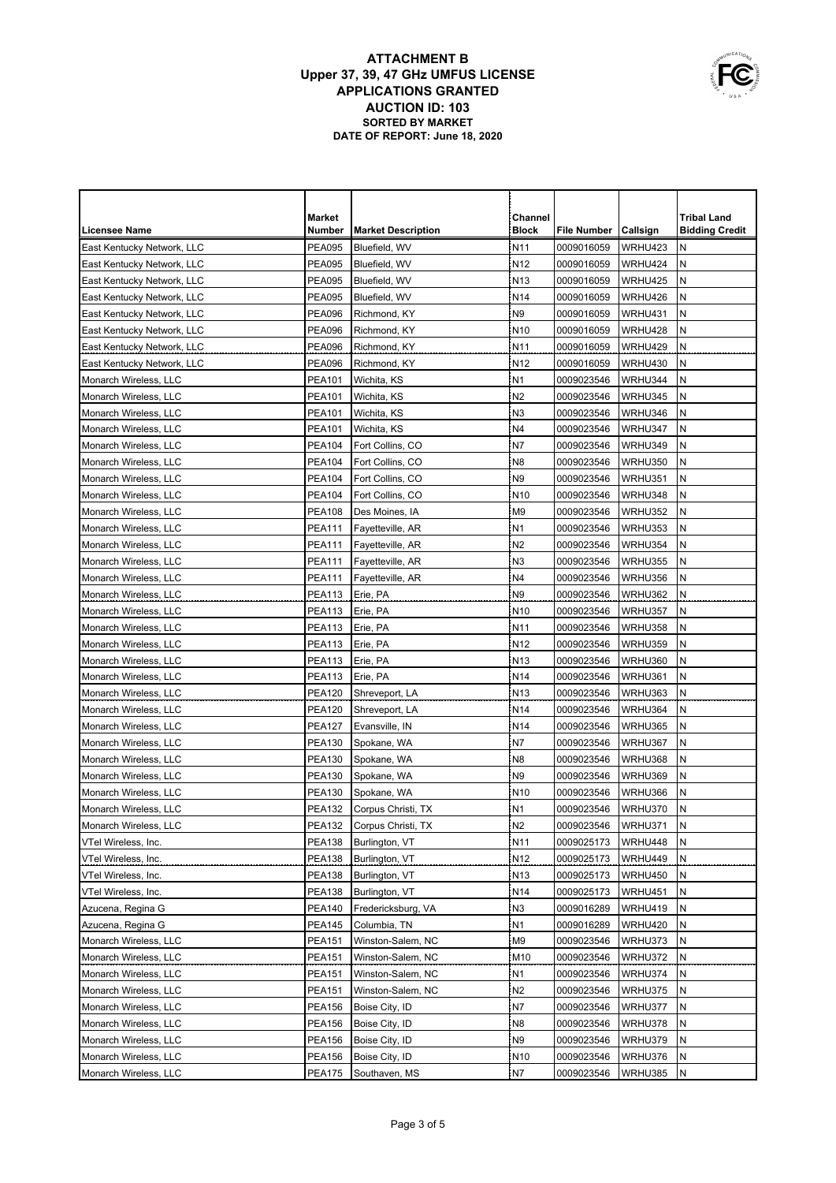# ATTACHMENT B
## Upper 37, 39, 47 GHz UMFUS LICENSE APPLICATIONS GRANTED
## AUCTION ID: 103
### SORTED BY MARKET
### DATE OF REPORT: June 18, 2020

| Licensee Name | Market Number | Market Description | Channel Block | File Number | Callsign | Tribal Land Bidding Credit |
|---|---|---|---|---|---|---|
| East Kentucky Network, LLC | PEA095 | Bluefield, WV | N11 | 0009016059 | WRHU423 | N |
| East Kentucky Network, LLC | PEA095 | Bluefield, WV | N12 | 0009016059 | WRHU424 | N |
| East Kentucky Network, LLC | PEA095 | Bluefield, WV | N13 | 0009016059 | WRHU425 | N |
| East Kentucky Network, LLC | PEA095 | Bluefield, WV | N14 | 0009016059 | WRHU426 | N |
| East Kentucky Network, LLC | PEA096 | Richmond, KY | N9 | 0009016059 | WRHU431 | N |
| East Kentucky Network, LLC | PEA096 | Richmond, KY | N10 | 0009016059 | WRHU428 | N |
| East Kentucky Network, LLC | PEA096 | Richmond, KY | N11 | 0009016059 | WRHU429 | N |
| East Kentucky Network, LLC | PEA096 | Richmond, KY | N12 | 0009016059 | WRHU430 | N |
| Monarch Wireless, LLC | PEA101 | Wichita, KS | N1 | 0009023546 | WRHU344 | N |
| Monarch Wireless, LLC | PEA101 | Wichita, KS | N2 | 0009023546 | WRHU345 | N |
| Monarch Wireless, LLC | PEA101 | Wichita, KS | N3 | 0009023546 | WRHU346 | N |
| Monarch Wireless, LLC | PEA101 | Wichita, KS | N4 | 0009023546 | WRHU347 | N |
| Monarch Wireless, LLC | PEA104 | Fort Collins, CO | N7 | 0009023546 | WRHU349 | N |
| Monarch Wireless, LLC | PEA104 | Fort Collins, CO | N8 | 0009023546 | WRHU350 | N |
| Monarch Wireless, LLC | PEA104 | Fort Collins, CO | N9 | 0009023546 | WRHU351 | N |
| Monarch Wireless, LLC | PEA104 | Fort Collins, CO | N10 | 0009023546 | WRHU348 | N |
| Monarch Wireless, LLC | PEA108 | Des Moines, IA | M9 | 0009023546 | WRHU352 | N |
| Monarch Wireless, LLC | PEA111 | Fayetteville, AR | N1 | 0009023546 | WRHU353 | N |
| Monarch Wireless, LLC | PEA111 | Fayetteville, AR | N2 | 0009023546 | WRHU354 | N |
| Monarch Wireless, LLC | PEA111 | Fayetteville, AR | N3 | 0009023546 | WRHU355 | N |
| Monarch Wireless, LLC | PEA111 | Fayetteville, AR | N4 | 0009023546 | WRHU356 | N |
| Monarch Wireless, LLC | PEA113 | Erie, PA | N9 | 0009023546 | WRHU362 | N |
| Monarch Wireless, LLC | PEA113 | Erie, PA | N10 | 0009023546 | WRHU357 | N |
| Monarch Wireless, LLC | PEA113 | Erie, PA | N11 | 0009023546 | WRHU358 | N |
| Monarch Wireless, LLC | PEA113 | Erie, PA | N12 | 0009023546 | WRHU359 | N |
| Monarch Wireless, LLC | PEA113 | Erie, PA | N13 | 0009023546 | WRHU360 | N |
| Monarch Wireless, LLC | PEA113 | Erie, PA | N14 | 0009023546 | WRHU361 | N |
| Monarch Wireless, LLC | PEA120 | Shreveport, LA | N13 | 0009023546 | WRHU363 | N |
| Monarch Wireless, LLC | PEA120 | Shreveport, LA | N14 | 0009023546 | WRHU364 | N |
| Monarch Wireless, LLC | PEA127 | Evansville, IN | N14 | 0009023546 | WRHU365 | N |
| Monarch Wireless, LLC | PEA130 | Spokane, WA | N7 | 0009023546 | WRHU367 | N |
| Monarch Wireless, LLC | PEA130 | Spokane, WA | N8 | 0009023546 | WRHU368 | N |
| Monarch Wireless, LLC | PEA130 | Spokane, WA | N9 | 0009023546 | WRHU369 | N |
| Monarch Wireless, LLC | PEA130 | Spokane, WA | N10 | 0009023546 | WRHU366 | N |
| Monarch Wireless, LLC | PEA132 | Corpus Christi, TX | N1 | 0009023546 | WRHU370 | N |
| Monarch Wireless, LLC | PEA132 | Corpus Christi, TX | N2 | 0009023546 | WRHU371 | N |
| VTel Wireless, Inc. | PEA138 | Burlington, VT | N11 | 0009025173 | WRHU448 | N |
| VTel Wireless, Inc. | PEA138 | Burlington, VT | N12 | 0009025173 | WRHU449 | N |
| VTel Wireless, Inc. | PEA138 | Burlington, VT | N13 | 0009025173 | WRHU450 | N |
| VTel Wireless, Inc. | PEA138 | Burlington, VT | N14 | 0009025173 | WRHU451 | N |
| Azucena, Regina G | PEA140 | Fredericksburg, VA | N3 | 0009016289 | WRHU419 | N |
| Azucena, Regina G | PEA145 | Columbia, TN | N1 | 0009016289 | WRHU420 | N |
| Monarch Wireless, LLC | PEA151 | Winston-Salem, NC | M9 | 0009023546 | WRHU373 | N |
| Monarch Wireless, LLC | PEA151 | Winston-Salem, NC | M10 | 0009023546 | WRHU372 | N |
| Monarch Wireless, LLC | PEA151 | Winston-Salem, NC | N1 | 0009023546 | WRHU374 | N |
| Monarch Wireless, LLC | PEA151 | Winston-Salem, NC | N2 | 0009023546 | WRHU375 | N |
| Monarch Wireless, LLC | PEA156 | Boise City, ID | N7 | 0009023546 | WRHU377 | N |
| Monarch Wireless, LLC | PEA156 | Boise City, ID | N8 | 0009023546 | WRHU378 | N |
| Monarch Wireless, LLC | PEA156 | Boise City, ID | N9 | 0009023546 | WRHU379 | N |
| Monarch Wireless, LLC | PEA156 | Boise City, ID | N10 | 0009023546 | WRHU376 | N |
| Monarch Wireless, LLC | PEA175 | Southaven, MS | N7 | 0009023546 | WRHU385 | N |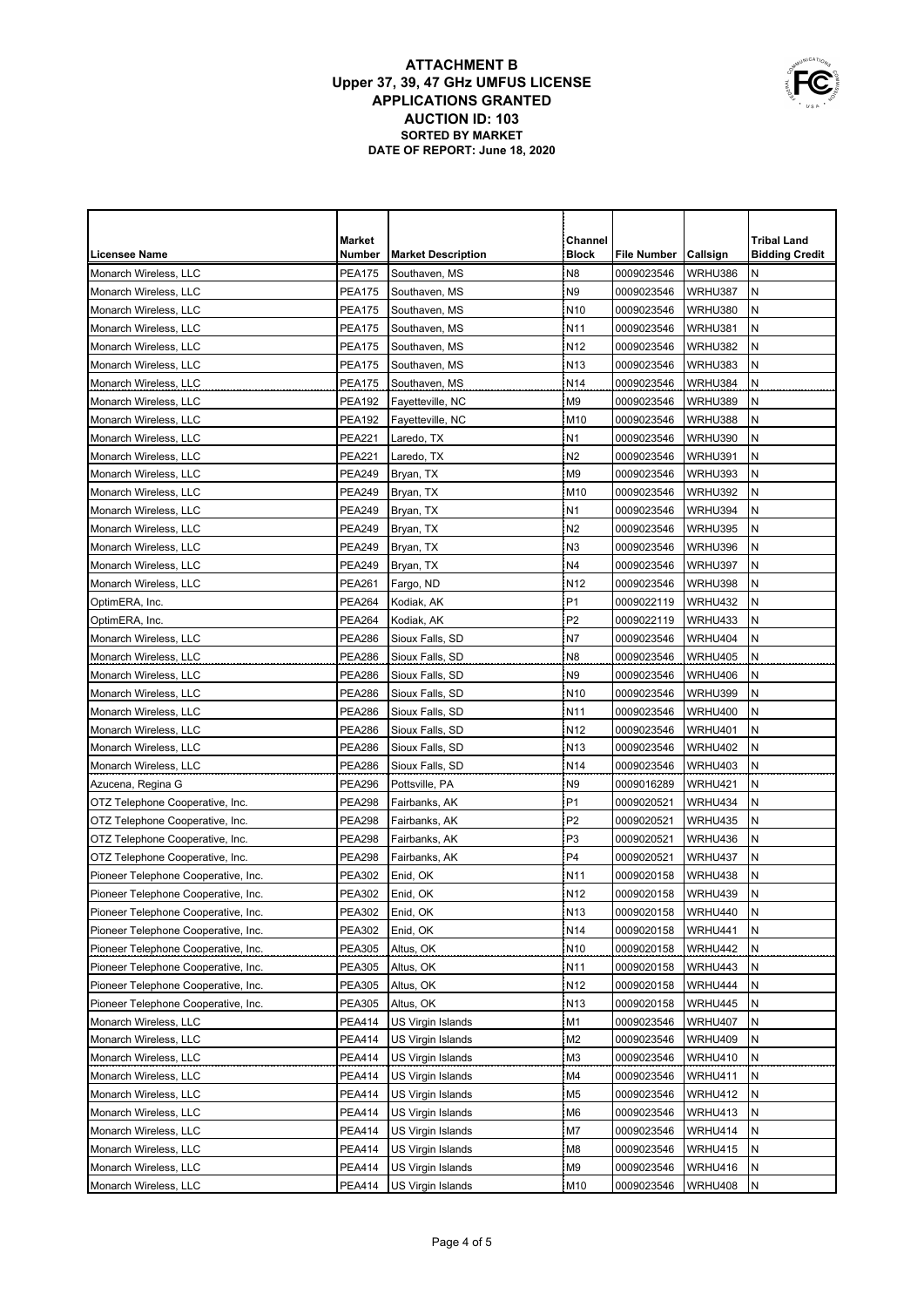# ATTACHMENT B
## Upper 37, 39, 47 GHz UMFUS LICENSE APPLICATIONS GRANTED
## AUCTION ID: 103
### SORTED BY MARKET
### DATE OF REPORT: June 18, 2020

| Licensee Name | Market Number | Market Description | Channel Block | File Number | Callsign | Tribal Land Bidding Credit |
|---|---|---|---|---|---|---|
| Monarch Wireless, LLC | PEA175 | Southaven, MS | N8 | 0009023546 | WRHU386 | N |
| Monarch Wireless, LLC | PEA175 | Southaven, MS | N9 | 0009023546 | WRHU387 | N |
| Monarch Wireless, LLC | PEA175 | Southaven, MS | N10 | 0009023546 | WRHU380 | N |
| Monarch Wireless, LLC | PEA175 | Southaven, MS | N11 | 0009023546 | WRHU381 | N |
| Monarch Wireless, LLC | PEA175 | Southaven, MS | N12 | 0009023546 | WRHU382 | N |
| Monarch Wireless, LLC | PEA175 | Southaven, MS | N13 | 0009023546 | WRHU383 | N |
| Monarch Wireless, LLC | PEA175 | Southaven, MS | N14 | 0009023546 | WRHU384 | N |
| Monarch Wireless, LLC | PEA192 | Fayetteville, NC | M9 | 0009023546 | WRHU389 | N |
| Monarch Wireless, LLC | PEA192 | Fayetteville, NC | M10 | 0009023546 | WRHU388 | N |
| Monarch Wireless, LLC | PEA221 | Laredo, TX | N1 | 0009023546 | WRHU390 | N |
| Monarch Wireless, LLC | PEA221 | Laredo, TX | N2 | 0009023546 | WRHU391 | N |
| Monarch Wireless, LLC | PEA249 | Bryan, TX | M9 | 0009023546 | WRHU393 | N |
| Monarch Wireless, LLC | PEA249 | Bryan, TX | M10 | 0009023546 | WRHU392 | N |
| Monarch Wireless, LLC | PEA249 | Bryan, TX | N1 | 0009023546 | WRHU394 | N |
| Monarch Wireless, LLC | PEA249 | Bryan, TX | N2 | 0009023546 | WRHU395 | N |
| Monarch Wireless, LLC | PEA249 | Bryan, TX | N3 | 0009023546 | WRHU396 | N |
| Monarch Wireless, LLC | PEA249 | Bryan, TX | N4 | 0009023546 | WRHU397 | N |
| Monarch Wireless, LLC | PEA261 | Fargo, ND | N12 | 0009023546 | WRHU398 | N |
| OptimERA, Inc. | PEA264 | Kodiak, AK | P1 | 0009022119 | WRHU432 | N |
| OptimERA, Inc. | PEA264 | Kodiak, AK | P2 | 0009022119 | WRHU433 | N |
| Monarch Wireless, LLC | PEA286 | Sioux Falls, SD | N7 | 0009023546 | WRHU404 | N |
| Monarch Wireless, LLC | PEA286 | Sioux Falls, SD | N8 | 0009023546 | WRHU405 | N |
| Monarch Wireless, LLC | PEA286 | Sioux Falls, SD | N9 | 0009023546 | WRHU406 | N |
| Monarch Wireless, LLC | PEA286 | Sioux Falls, SD | N10 | 0009023546 | WRHU399 | N |
| Monarch Wireless, LLC | PEA286 | Sioux Falls, SD | N11 | 0009023546 | WRHU400 | N |
| Monarch Wireless, LLC | PEA286 | Sioux Falls, SD | N12 | 0009023546 | WRHU401 | N |
| Monarch Wireless, LLC | PEA286 | Sioux Falls, SD | N13 | 0009023546 | WRHU402 | N |
| Monarch Wireless, LLC | PEA286 | Sioux Falls, SD | N14 | 0009023546 | WRHU403 | N |
| Azucena, Regina G | PEA296 | Pottsville, PA | N9 | 0009016289 | WRHU421 | N |
| OTZ Telephone Cooperative, Inc. | PEA298 | Fairbanks, AK | P1 | 0009020521 | WRHU434 | N |
| OTZ Telephone Cooperative, Inc. | PEA298 | Fairbanks, AK | P2 | 0009020521 | WRHU435 | N |
| OTZ Telephone Cooperative, Inc. | PEA298 | Fairbanks, AK | P3 | 0009020521 | WRHU436 | N |
| OTZ Telephone Cooperative, Inc. | PEA298 | Fairbanks, AK | P4 | 0009020521 | WRHU437 | N |
| Pioneer Telephone Cooperative, Inc. | PEA302 | Enid, OK | N11 | 0009020158 | WRHU438 | N |
| Pioneer Telephone Cooperative, Inc. | PEA302 | Enid, OK | N12 | 0009020158 | WRHU439 | N |
| Pioneer Telephone Cooperative, Inc. | PEA302 | Enid, OK | N13 | 0009020158 | WRHU440 | N |
| Pioneer Telephone Cooperative, Inc. | PEA302 | Enid, OK | N14 | 0009020158 | WRHU441 | N |
| Pioneer Telephone Cooperative, Inc. | PEA305 | Altus, OK | N10 | 0009020158 | WRHU442 | N |
| Pioneer Telephone Cooperative, Inc. | PEA305 | Altus, OK | N11 | 0009020158 | WRHU443 | N |
| Pioneer Telephone Cooperative, Inc. | PEA305 | Altus, OK | N12 | 0009020158 | WRHU444 | N |
| Pioneer Telephone Cooperative, Inc. | PEA305 | Altus, OK | N13 | 0009020158 | WRHU445 | N |
| Monarch Wireless, LLC | PEA414 | US Virgin Islands | M1 | 0009023546 | WRHU407 | N |
| Monarch Wireless, LLC | PEA414 | US Virgin Islands | M2 | 0009023546 | WRHU409 | N |
| Monarch Wireless, LLC | PEA414 | US Virgin Islands | M3 | 0009023546 | WRHU410 | N |
| Monarch Wireless, LLC | PEA414 | US Virgin Islands | M4 | 0009023546 | WRHU411 | N |
| Monarch Wireless, LLC | PEA414 | US Virgin Islands | M5 | 0009023546 | WRHU412 | N |
| Monarch Wireless, LLC | PEA414 | US Virgin Islands | M6 | 0009023546 | WRHU413 | N |
| Monarch Wireless, LLC | PEA414 | US Virgin Islands | M7 | 0009023546 | WRHU414 | N |
| Monarch Wireless, LLC | PEA414 | US Virgin Islands | M8 | 0009023546 | WRHU415 | N |
| Monarch Wireless, LLC | PEA414 | US Virgin Islands | M9 | 0009023546 | WRHU416 | N |
| Monarch Wireless, LLC | PEA414 | US Virgin Islands | M10 | 0009023546 | WRHU408 | N |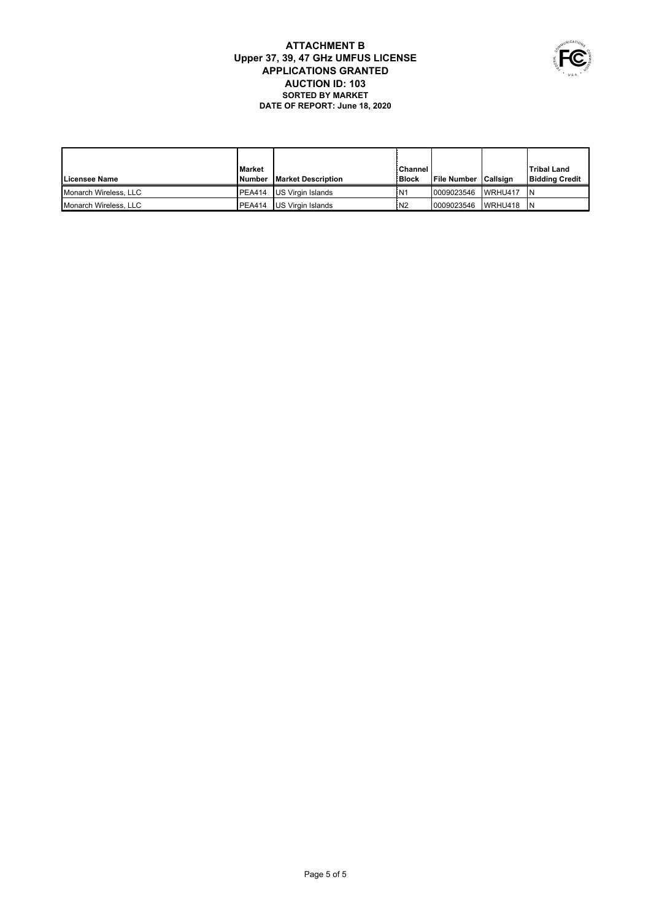# ATTACHMENT B
## Upper 37, 39, 47 GHz UMFUS LICENSE
## APPLICATIONS GRANTED
## AUCTION ID: 103
### SORTED BY MARKET
### DATE OF REPORT: June 18, 2020

| Licensee Name | Market Number | Market Description | Channel Block | File Number | Callsign | Tribal Land Bidding Credit |
|---|---|---|---|---|---|---|
| Monarch Wireless, LLC | PEA414 | US Virgin Islands | N1 | 0009023546 | WRHU417 | N |
| Monarch Wireless, LLC | PEA414 | US Virgin Islands | N2 | 0009023546 | WRHU418 | N |